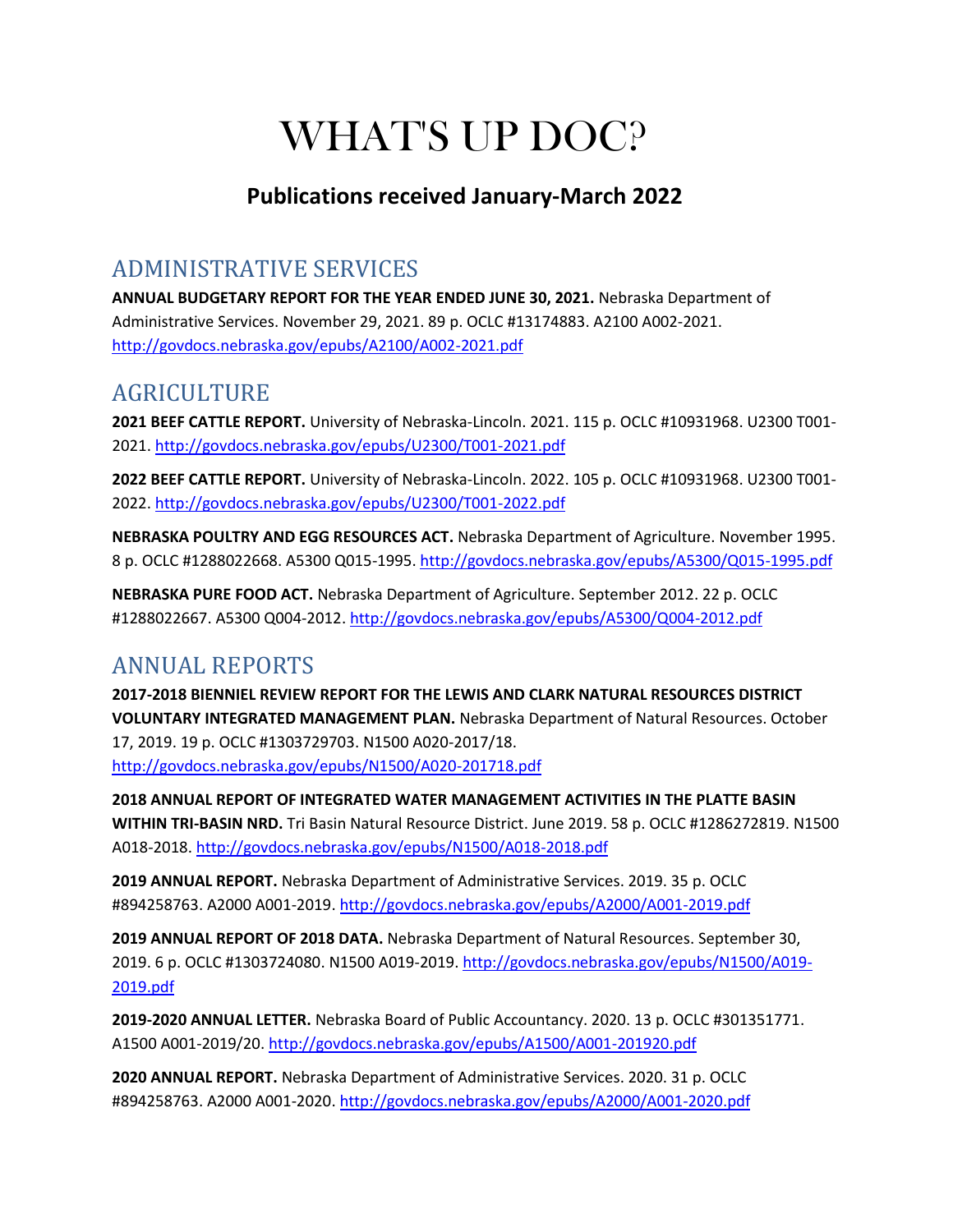# WHAT'S UP DOC?

## Publications received January-March 2022

## ADMINISTRATIVE SERVICES

**ANNUAL BUDGETARY REPORT FOR THE YEAR ENDED JUNE 30, 2021.** Nebraska Department of Administrative Services. November 29, 2021. 89 p. OCLC #13174883. A2100 A002-2021. http://govdocs.nebraska.gov/epubs/A2100/A002-2021.pdf

## AGRICULTURE

**2021 BEEF CATTLE REPORT.** University of Nebraska-Lincoln. 2021. 115 p. OCLC #10931968. U2300 T001-2021. http://govdocs.nebraska.gov/epubs/U2300/T001-2021.pdf

**2022 BEEF CATTLE REPORT.** University of Nebraska-Lincoln. 2022. 105 p. OCLC #10931968. U2300 T001-2022. http://govdocs.nebraska.gov/epubs/U2300/T001-2022.pdf

**NEBRASKA POULTRY AND EGG RESOURCES ACT.** Nebraska Department of Agriculture. November 1995. 8 p. OCLC #1288022668. A5300 Q015-1995. http://govdocs.nebraska.gov/epubs/A5300/Q015-1995.pdf

**NEBRASKA PURE FOOD ACT.** Nebraska Department of Agriculture. September 2012. 22 p. OCLC #1288022667. A5300 Q004-2012. http://govdocs.nebraska.gov/epubs/A5300/Q004-2012.pdf

## ANNUAL REPORTS

**2017-2018 BIENNIEL REVIEW REPORT FOR THE LEWIS AND CLARK NATURAL RESOURCES DISTRICT VOLUNTARY INTEGRATED MANAGEMENT PLAN.** Nebraska Department of Natural Resources. October 17, 2019. 19 p. OCLC #1303729703. N1500 A020-2017/18. http://govdocs.nebraska.gov/epubs/N1500/A020-201718.pdf

**2018 ANNUAL REPORT OF INTEGRATED WATER MANAGEMENT ACTIVITIES IN THE PLATTE BASIN WITHIN TRI-BASIN NRD.** Tri Basin Natural Resource District. June 2019. 58 p. OCLC #1286272819. N1500 A018-2018. http://govdocs.nebraska.gov/epubs/N1500/A018-2018.pdf

**2019 ANNUAL REPORT.** Nebraska Department of Administrative Services. 2019. 35 p. OCLC #894258763. A2000 A001-2019. http://govdocs.nebraska.gov/epubs/A2000/A001-2019.pdf

**2019 ANNUAL REPORT OF 2018 DATA.** Nebraska Department of Natural Resources. September 30, 2019. 6 p. OCLC #1303724080. N1500 A019-2019. http://govdocs.nebraska.gov/epubs/N1500/A019-2019.pdf

**2019-2020 ANNUAL LETTER.** Nebraska Board of Public Accountancy. 2020. 13 p. OCLC #301351771. A1500 A001-2019/20. http://govdocs.nebraska.gov/epubs/A1500/A001-201920.pdf

**2020 ANNUAL REPORT.** Nebraska Department of Administrative Services. 2020. 31 p. OCLC #894258763. A2000 A001-2020. http://govdocs.nebraska.gov/epubs/A2000/A001-2020.pdf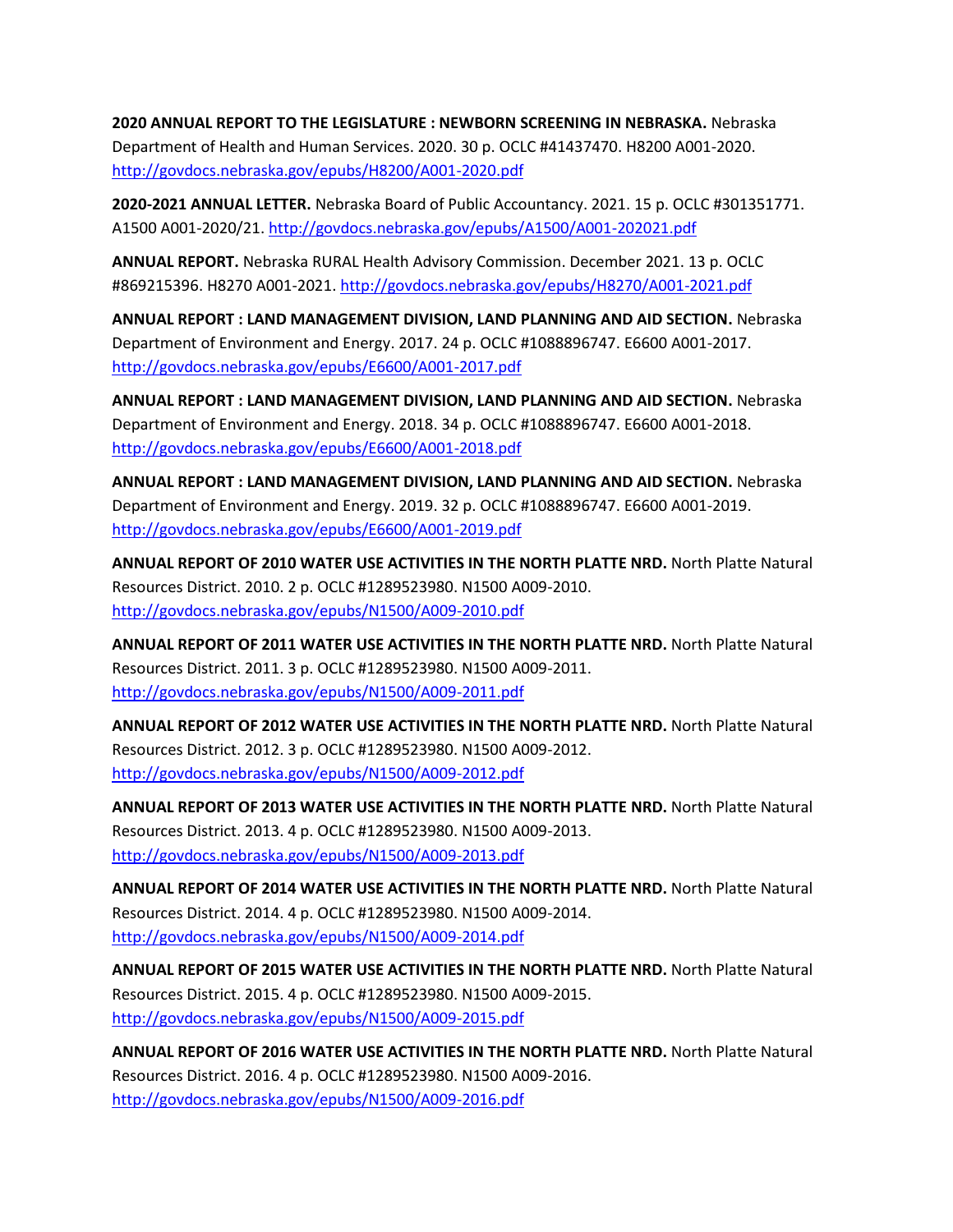**2020 ANNUAL REPORT TO THE LEGISLATURE : NEWBORN SCREENING IN NEBRASKA.** Nebraska Department of Health and Human Services. 2020. 30 p. OCLC #41437470. H8200 A001-2020. http://govdocs.nebraska.gov/epubs/H8200/A001-2020.pdf

**2020-2021 ANNUAL LETTER.** Nebraska Board of Public Accountancy. 2021. 15 p. OCLC #301351771. A1500 A001-2020/21. http://govdocs.nebraska.gov/epubs/A1500/A001-202021.pdf

**ANNUAL REPORT.** Nebraska RURAL Health Advisory Commission. December 2021. 13 p. OCLC #869215396. H8270 A001-2021. http://govdocs.nebraska.gov/epubs/H8270/A001-2021.pdf

**ANNUAL REPORT : LAND MANAGEMENT DIVISION, LAND PLANNING AND AID SECTION.** Nebraska Department of Environment and Energy. 2017. 24 p. OCLC #1088896747. E6600 A001-2017. http://govdocs.nebraska.gov/epubs/E6600/A001-2017.pdf

**ANNUAL REPORT : LAND MANAGEMENT DIVISION, LAND PLANNING AND AID SECTION.** Nebraska Department of Environment and Energy. 2018. 34 p. OCLC #1088896747. E6600 A001-2018. http://govdocs.nebraska.gov/epubs/E6600/A001-2018.pdf

**ANNUAL REPORT : LAND MANAGEMENT DIVISION, LAND PLANNING AND AID SECTION.** Nebraska Department of Environment and Energy. 2019. 32 p. OCLC #1088896747. E6600 A001-2019. http://govdocs.nebraska.gov/epubs/E6600/A001-2019.pdf

**ANNUAL REPORT OF 2010 WATER USE ACTIVITIES IN THE NORTH PLATTE NRD.** North Platte Natural Resources District. 2010. 2 p. OCLC #1289523980. N1500 A009-2010. http://govdocs.nebraska.gov/epubs/N1500/A009-2010.pdf

**ANNUAL REPORT OF 2011 WATER USE ACTIVITIES IN THE NORTH PLATTE NRD.** North Platte Natural Resources District. 2011. 3 p. OCLC #1289523980. N1500 A009-2011. http://govdocs.nebraska.gov/epubs/N1500/A009-2011.pdf

**ANNUAL REPORT OF 2012 WATER USE ACTIVITIES IN THE NORTH PLATTE NRD.** North Platte Natural Resources District. 2012. 3 p. OCLC #1289523980. N1500 A009-2012. http://govdocs.nebraska.gov/epubs/N1500/A009-2012.pdf

**ANNUAL REPORT OF 2013 WATER USE ACTIVITIES IN THE NORTH PLATTE NRD.** North Platte Natural Resources District. 2013. 4 p. OCLC #1289523980. N1500 A009-2013. http://govdocs.nebraska.gov/epubs/N1500/A009-2013.pdf

**ANNUAL REPORT OF 2014 WATER USE ACTIVITIES IN THE NORTH PLATTE NRD.** North Platte Natural Resources District. 2014. 4 p. OCLC #1289523980. N1500 A009-2014. http://govdocs.nebraska.gov/epubs/N1500/A009-2014.pdf

**ANNUAL REPORT OF 2015 WATER USE ACTIVITIES IN THE NORTH PLATTE NRD.** North Platte Natural Resources District. 2015. 4 p. OCLC #1289523980. N1500 A009-2015. http://govdocs.nebraska.gov/epubs/N1500/A009-2015.pdf

**ANNUAL REPORT OF 2016 WATER USE ACTIVITIES IN THE NORTH PLATTE NRD.** North Platte Natural Resources District. 2016. 4 p. OCLC #1289523980. N1500 A009-2016. http://govdocs.nebraska.gov/epubs/N1500/A009-2016.pdf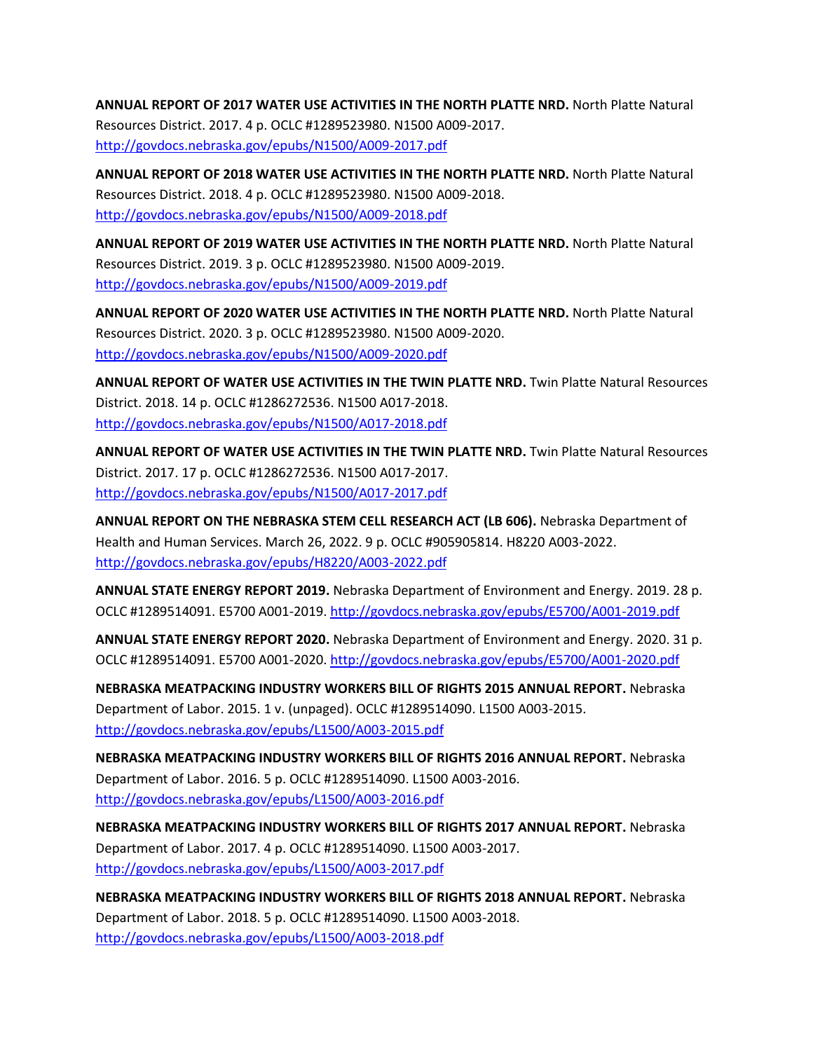**ANNUAL REPORT OF 2017 WATER USE ACTIVITIES IN THE NORTH PLATTE NRD.** North Platte Natural Resources District. 2017. 4 p. OCLC #1289523980. N1500 A009-2017. http://govdocs.nebraska.gov/epubs/N1500/A009-2017.pdf

**ANNUAL REPORT OF 2018 WATER USE ACTIVITIES IN THE NORTH PLATTE NRD.** North Platte Natural Resources District. 2018. 4 p. OCLC #1289523980. N1500 A009-2018. http://govdocs.nebraska.gov/epubs/N1500/A009-2018.pdf

**ANNUAL REPORT OF 2019 WATER USE ACTIVITIES IN THE NORTH PLATTE NRD.** North Platte Natural Resources District. 2019. 3 p. OCLC #1289523980. N1500 A009-2019. http://govdocs.nebraska.gov/epubs/N1500/A009-2019.pdf

**ANNUAL REPORT OF 2020 WATER USE ACTIVITIES IN THE NORTH PLATTE NRD.** North Platte Natural Resources District. 2020. 3 p. OCLC #1289523980. N1500 A009-2020. http://govdocs.nebraska.gov/epubs/N1500/A009-2020.pdf

**ANNUAL REPORT OF WATER USE ACTIVITIES IN THE TWIN PLATTE NRD.** Twin Platte Natural Resources District. 2018. 14 p. OCLC #1286272536. N1500 A017-2018. http://govdocs.nebraska.gov/epubs/N1500/A017-2018.pdf

**ANNUAL REPORT OF WATER USE ACTIVITIES IN THE TWIN PLATTE NRD.** Twin Platte Natural Resources District. 2017. 17 p. OCLC #1286272536. N1500 A017-2017. http://govdocs.nebraska.gov/epubs/N1500/A017-2017.pdf

**ANNUAL REPORT ON THE NEBRASKA STEM CELL RESEARCH ACT (LB 606).** Nebraska Department of Health and Human Services. March 26, 2022. 9 p. OCLC #905905814. H8220 A003-2022. http://govdocs.nebraska.gov/epubs/H8220/A003-2022.pdf

**ANNUAL STATE ENERGY REPORT 2019.** Nebraska Department of Environment and Energy. 2019. 28 p. OCLC #1289514091. E5700 A001-2019. http://govdocs.nebraska.gov/epubs/E5700/A001-2019.pdf

**ANNUAL STATE ENERGY REPORT 2020.** Nebraska Department of Environment and Energy. 2020. 31 p. OCLC #1289514091. E5700 A001-2020. http://govdocs.nebraska.gov/epubs/E5700/A001-2020.pdf

**NEBRASKA MEATPACKING INDUSTRY WORKERS BILL OF RIGHTS 2015 ANNUAL REPORT.** Nebraska Department of Labor. 2015. 1 v. (unpaged). OCLC #1289514090. L1500 A003-2015. http://govdocs.nebraska.gov/epubs/L1500/A003-2015.pdf

**NEBRASKA MEATPACKING INDUSTRY WORKERS BILL OF RIGHTS 2016 ANNUAL REPORT.** Nebraska Department of Labor. 2016. 5 p. OCLC #1289514090. L1500 A003-2016. http://govdocs.nebraska.gov/epubs/L1500/A003-2016.pdf

**NEBRASKA MEATPACKING INDUSTRY WORKERS BILL OF RIGHTS 2017 ANNUAL REPORT.** Nebraska Department of Labor. 2017. 4 p. OCLC #1289514090. L1500 A003-2017. http://govdocs.nebraska.gov/epubs/L1500/A003-2017.pdf

**NEBRASKA MEATPACKING INDUSTRY WORKERS BILL OF RIGHTS 2018 ANNUAL REPORT.** Nebraska Department of Labor. 2018. 5 p. OCLC #1289514090. L1500 A003-2018. http://govdocs.nebraska.gov/epubs/L1500/A003-2018.pdf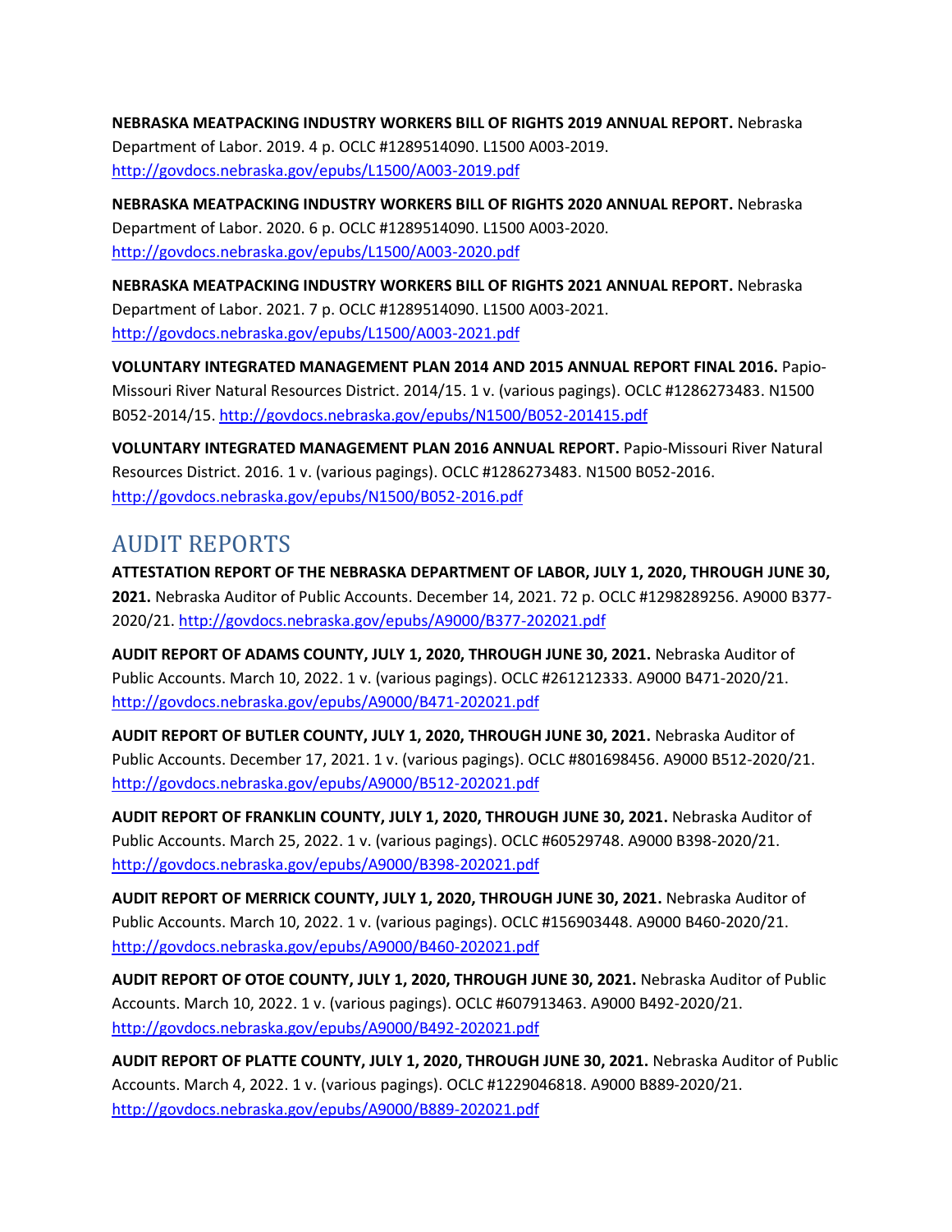**NEBRASKA MEATPACKING INDUSTRY WORKERS BILL OF RIGHTS 2019 ANNUAL REPORT.** Nebraska Department of Labor. 2019. 4 p. OCLC #1289514090. L1500 A003-2019. http://govdocs.nebraska.gov/epubs/L1500/A003-2019.pdf

**NEBRASKA MEATPACKING INDUSTRY WORKERS BILL OF RIGHTS 2020 ANNUAL REPORT.** Nebraska Department of Labor. 2020. 6 p. OCLC #1289514090. L1500 A003-2020. http://govdocs.nebraska.gov/epubs/L1500/A003-2020.pdf

**NEBRASKA MEATPACKING INDUSTRY WORKERS BILL OF RIGHTS 2021 ANNUAL REPORT.** Nebraska Department of Labor. 2021. 7 p. OCLC #1289514090. L1500 A003-2021. http://govdocs.nebraska.gov/epubs/L1500/A003-2021.pdf

**VOLUNTARY INTEGRATED MANAGEMENT PLAN 2014 AND 2015 ANNUAL REPORT FINAL 2016.** Papio-Missouri River Natural Resources District. 2014/15. 1 v. (various pagings). OCLC #1286273483. N1500 B052-2014/15. http://govdocs.nebraska.gov/epubs/N1500/B052-201415.pdf

**VOLUNTARY INTEGRATED MANAGEMENT PLAN 2016 ANNUAL REPORT.** Papio-Missouri River Natural Resources District. 2016. 1 v. (various pagings). OCLC #1286273483. N1500 B052-2016. http://govdocs.nebraska.gov/epubs/N1500/B052-2016.pdf

## AUDIT REPORTS

**ATTESTATION REPORT OF THE NEBRASKA DEPARTMENT OF LABOR, JULY 1, 2020, THROUGH JUNE 30, 2021.** Nebraska Auditor of Public Accounts. December 14, 2021. 72 p. OCLC #1298289256. A9000 B377-2020/21. http://govdocs.nebraska.gov/epubs/A9000/B377-202021.pdf

**AUDIT REPORT OF ADAMS COUNTY, JULY 1, 2020, THROUGH JUNE 30, 2021.** Nebraska Auditor of Public Accounts. March 10, 2022. 1 v. (various pagings). OCLC #261212333. A9000 B471-2020/21. http://govdocs.nebraska.gov/epubs/A9000/B471-202021.pdf

**AUDIT REPORT OF BUTLER COUNTY, JULY 1, 2020, THROUGH JUNE 30, 2021.** Nebraska Auditor of Public Accounts. December 17, 2021. 1 v. (various pagings). OCLC #801698456. A9000 B512-2020/21. http://govdocs.nebraska.gov/epubs/A9000/B512-202021.pdf

**AUDIT REPORT OF FRANKLIN COUNTY, JULY 1, 2020, THROUGH JUNE 30, 2021.** Nebraska Auditor of Public Accounts. March 25, 2022. 1 v. (various pagings). OCLC #60529748. A9000 B398-2020/21. http://govdocs.nebraska.gov/epubs/A9000/B398-202021.pdf

**AUDIT REPORT OF MERRICK COUNTY, JULY 1, 2020, THROUGH JUNE 30, 2021.** Nebraska Auditor of Public Accounts. March 10, 2022. 1 v. (various pagings). OCLC #156903448. A9000 B460-2020/21. http://govdocs.nebraska.gov/epubs/A9000/B460-202021.pdf

**AUDIT REPORT OF OTOE COUNTY, JULY 1, 2020, THROUGH JUNE 30, 2021.** Nebraska Auditor of Public Accounts. March 10, 2022. 1 v. (various pagings). OCLC #607913463. A9000 B492-2020/21. http://govdocs.nebraska.gov/epubs/A9000/B492-202021.pdf

**AUDIT REPORT OF PLATTE COUNTY, JULY 1, 2020, THROUGH JUNE 30, 2021.** Nebraska Auditor of Public Accounts. March 4, 2022. 1 v. (various pagings). OCLC #1229046818. A9000 B889-2020/21. http://govdocs.nebraska.gov/epubs/A9000/B889-202021.pdf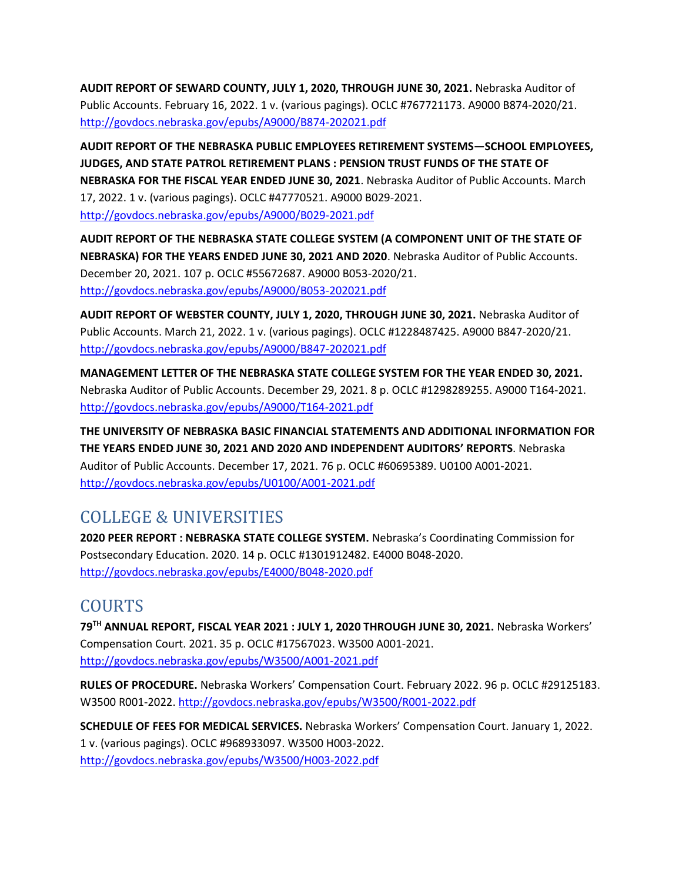**AUDIT REPORT OF SEWARD COUNTY, JULY 1, 2020, THROUGH JUNE 30, 2021.** Nebraska Auditor of Public Accounts. February 16, 2022. 1 v. (various pagings). OCLC #767721173. A9000 B874-2020/21. http://govdocs.nebraska.gov/epubs/A9000/B874-202021.pdf

**AUDIT REPORT OF THE NEBRASKA PUBLIC EMPLOYEES RETIREMENT SYSTEMS—SCHOOL EMPLOYEES, JUDGES, AND STATE PATROL RETIREMENT PLANS : PENSION TRUST FUNDS OF THE STATE OF NEBRASKA FOR THE FISCAL YEAR ENDED JUNE 30, 2021**. Nebraska Auditor of Public Accounts. March 17, 2022. 1 v. (various pagings). OCLC #47770521. A9000 B029-2021. http://govdocs.nebraska.gov/epubs/A9000/B029-2021.pdf

**AUDIT REPORT OF THE NEBRASKA STATE COLLEGE SYSTEM (A COMPONENT UNIT OF THE STATE OF NEBRASKA) FOR THE YEARS ENDED JUNE 30, 2021 AND 2020**. Nebraska Auditor of Public Accounts. December 20, 2021. 107 p. OCLC #55672687. A9000 B053-2020/21. http://govdocs.nebraska.gov/epubs/A9000/B053-202021.pdf

**AUDIT REPORT OF WEBSTER COUNTY, JULY 1, 2020, THROUGH JUNE 30, 2021.** Nebraska Auditor of Public Accounts. March 21, 2022. 1 v. (various pagings). OCLC #1228487425. A9000 B847-2020/21. http://govdocs.nebraska.gov/epubs/A9000/B847-202021.pdf

**MANAGEMENT LETTER OF THE NEBRASKA STATE COLLEGE SYSTEM FOR THE YEAR ENDED 30, 2021.** Nebraska Auditor of Public Accounts. December 29, 2021. 8 p. OCLC #1298289255. A9000 T164-2021. http://govdocs.nebraska.gov/epubs/A9000/T164-2021.pdf

**THE UNIVERSITY OF NEBRASKA BASIC FINANCIAL STATEMENTS AND ADDITIONAL INFORMATION FOR THE YEARS ENDED JUNE 30, 2021 AND 2020 AND INDEPENDENT AUDITORS' REPORTS**. Nebraska Auditor of Public Accounts. December 17, 2021. 76 p. OCLC #60695389. U0100 A001-2021. http://govdocs.nebraska.gov/epubs/U0100/A001-2021.pdf

## COLLEGE & UNIVERSITIES

**2020 PEER REPORT : NEBRASKA STATE COLLEGE SYSTEM.** Nebraska's Coordinating Commission for Postsecondary Education. 2020. 14 p. OCLC #1301912482. E4000 B048-2020. http://govdocs.nebraska.gov/epubs/E4000/B048-2020.pdf

## COURTS

**79TH ANNUAL REPORT, FISCAL YEAR 2021 : JULY 1, 2020 THROUGH JUNE 30, 2021.** Nebraska Workers' Compensation Court. 2021. 35 p. OCLC #17567023. W3500 A001-2021. http://govdocs.nebraska.gov/epubs/W3500/A001-2021.pdf

**RULES OF PROCEDURE.** Nebraska Workers' Compensation Court. February 2022. 96 p. OCLC #29125183. W3500 R001-2022. http://govdocs.nebraska.gov/epubs/W3500/R001-2022.pdf

**SCHEDULE OF FEES FOR MEDICAL SERVICES.** Nebraska Workers' Compensation Court. January 1, 2022. 1 v. (various pagings). OCLC #968933097. W3500 H003-2022. http://govdocs.nebraska.gov/epubs/W3500/H003-2022.pdf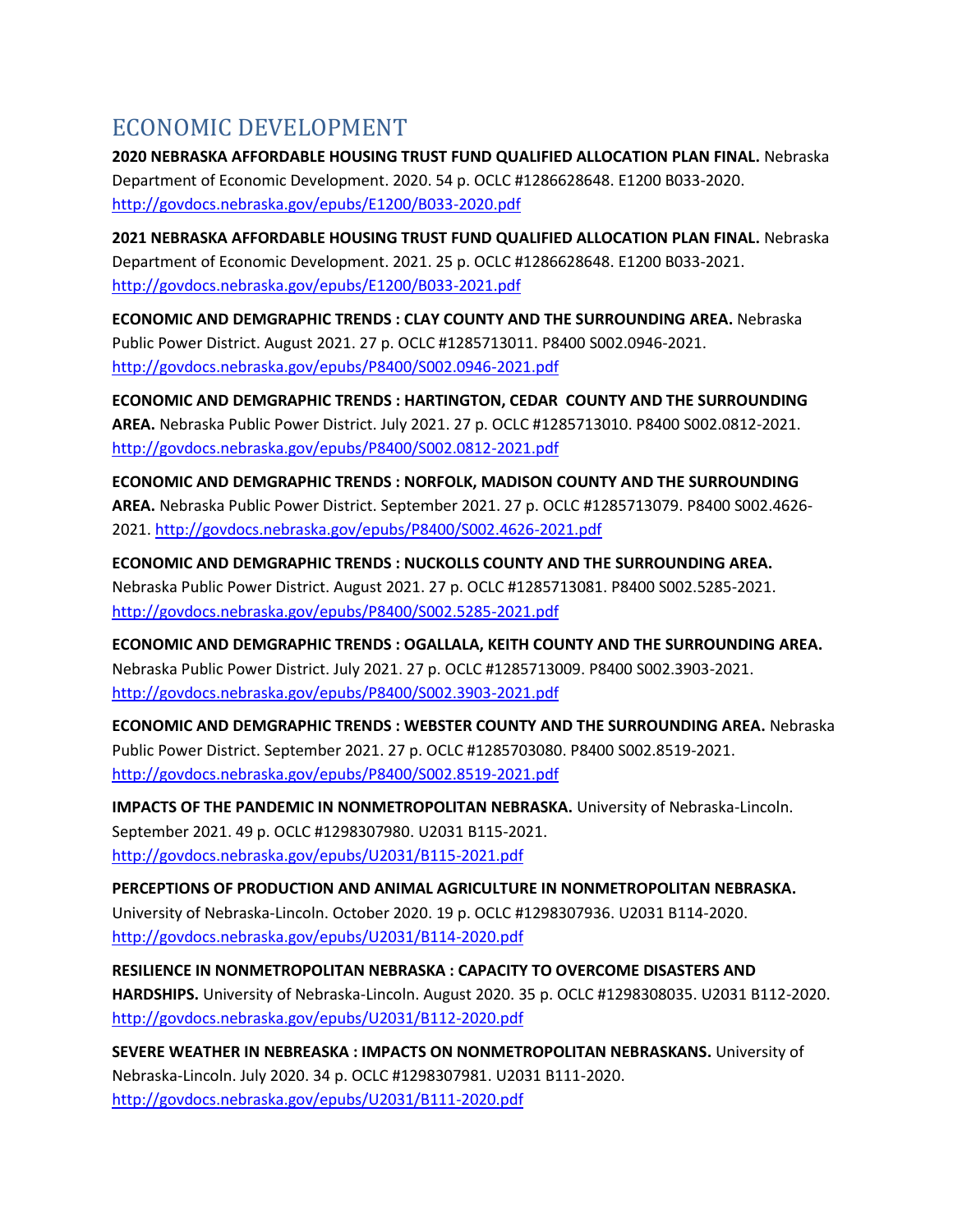## ECONOMIC DEVELOPMENT

**2020 NEBRASKA AFFORDABLE HOUSING TRUST FUND QUALIFIED ALLOCATION PLAN FINAL.** Nebraska Department of Economic Development. 2020. 54 p. OCLC #1286628648. E1200 B033-2020. http://govdocs.nebraska.gov/epubs/E1200/B033-2020.pdf

**2021 NEBRASKA AFFORDABLE HOUSING TRUST FUND QUALIFIED ALLOCATION PLAN FINAL.** Nebraska Department of Economic Development. 2021. 25 p. OCLC #1286628648. E1200 B033-2021. http://govdocs.nebraska.gov/epubs/E1200/B033-2021.pdf

**ECONOMIC AND DEMGRAPHIC TRENDS : CLAY COUNTY AND THE SURROUNDING AREA.** Nebraska Public Power District. August 2021. 27 p. OCLC #1285713011. P8400 S002.0946-2021. http://govdocs.nebraska.gov/epubs/P8400/S002.0946-2021.pdf

**ECONOMIC AND DEMGRAPHIC TRENDS : HARTINGTON, CEDAR COUNTY AND THE SURROUNDING AREA.** Nebraska Public Power District. July 2021. 27 p. OCLC #1285713010. P8400 S002.0812-2021. http://govdocs.nebraska.gov/epubs/P8400/S002.0812-2021.pdf

**ECONOMIC AND DEMGRAPHIC TRENDS : NORFOLK, MADISON COUNTY AND THE SURROUNDING AREA.** Nebraska Public Power District. September 2021. 27 p. OCLC #1285713079. P8400 S002.4626-2021. http://govdocs.nebraska.gov/epubs/P8400/S002.4626-2021.pdf

**ECONOMIC AND DEMGRAPHIC TRENDS : NUCKOLLS COUNTY AND THE SURROUNDING AREA.** Nebraska Public Power District. August 2021. 27 p. OCLC #1285713081. P8400 S002.5285-2021. http://govdocs.nebraska.gov/epubs/P8400/S002.5285-2021.pdf

**ECONOMIC AND DEMGRAPHIC TRENDS : OGALLALA, KEITH COUNTY AND THE SURROUNDING AREA.** Nebraska Public Power District. July 2021. 27 p. OCLC #1285713009. P8400 S002.3903-2021. http://govdocs.nebraska.gov/epubs/P8400/S002.3903-2021.pdf

**ECONOMIC AND DEMGRAPHIC TRENDS : WEBSTER COUNTY AND THE SURROUNDING AREA.** Nebraska Public Power District. September 2021. 27 p. OCLC #1285703080. P8400 S002.8519-2021. http://govdocs.nebraska.gov/epubs/P8400/S002.8519-2021.pdf

**IMPACTS OF THE PANDEMIC IN NONMETROPOLITAN NEBRASKA.** University of Nebraska-Lincoln. September 2021. 49 p. OCLC #1298307980. U2031 B115-2021. http://govdocs.nebraska.gov/epubs/U2031/B115-2021.pdf

**PERCEPTIONS OF PRODUCTION AND ANIMAL AGRICULTURE IN NONMETROPOLITAN NEBRASKA.** University of Nebraska-Lincoln. October 2020. 19 p. OCLC #1298307936. U2031 B114-2020. http://govdocs.nebraska.gov/epubs/U2031/B114-2020.pdf

**RESILIENCE IN NONMETROPOLITAN NEBRASKA : CAPACITY TO OVERCOME DISASTERS AND HARDSHIPS.** University of Nebraska-Lincoln. August 2020. 35 p. OCLC #1298308035. U2031 B112-2020. http://govdocs.nebraska.gov/epubs/U2031/B112-2020.pdf

**SEVERE WEATHER IN NEBREASKA : IMPACTS ON NONMETROPOLITAN NEBRASKANS.** University of Nebraska-Lincoln. July 2020. 34 p. OCLC #1298307981. U2031 B111-2020. http://govdocs.nebraska.gov/epubs/U2031/B111-2020.pdf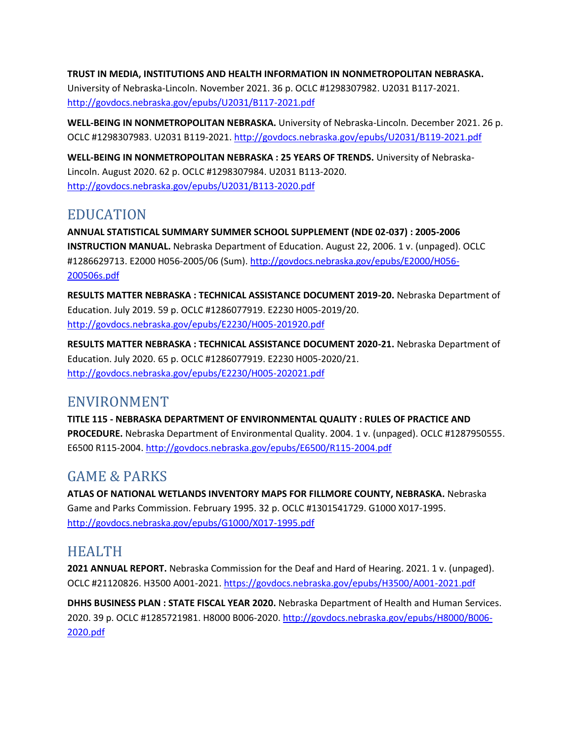**TRUST IN MEDIA, INSTITUTIONS AND HEALTH INFORMATION IN NONMETROPOLITAN NEBRASKA.** University of Nebraska-Lincoln. November 2021. 36 p. OCLC #1298307982. U2031 B117-2021. http://govdocs.nebraska.gov/epubs/U2031/B117-2021.pdf

**WELL-BEING IN NONMETROPOLITAN NEBRASKA.** University of Nebraska-Lincoln. December 2021. 26 p. OCLC #1298307983. U2031 B119-2021. http://govdocs.nebraska.gov/epubs/U2031/B119-2021.pdf

**WELL-BEING IN NONMETROPOLITAN NEBRASKA : 25 YEARS OF TRENDS.** University of Nebraska-Lincoln. August 2020. 62 p. OCLC #1298307984. U2031 B113-2020. http://govdocs.nebraska.gov/epubs/U2031/B113-2020.pdf

## EDUCATION

**ANNUAL STATISTICAL SUMMARY SUMMER SCHOOL SUPPLEMENT (NDE 02-037) : 2005-2006 INSTRUCTION MANUAL.** Nebraska Department of Education. August 22, 2006. 1 v. (unpaged). OCLC #1286629713. E2000 H056-2005/06 (Sum). http://govdocs.nebraska.gov/epubs/E2000/H056-200506s.pdf

**RESULTS MATTER NEBRASKA : TECHNICAL ASSISTANCE DOCUMENT 2019-20.** Nebraska Department of Education. July 2019. 59 p. OCLC #1286077919. E2230 H005-2019/20. http://govdocs.nebraska.gov/epubs/E2230/H005-201920.pdf

**RESULTS MATTER NEBRASKA : TECHNICAL ASSISTANCE DOCUMENT 2020-21.** Nebraska Department of Education. July 2020. 65 p. OCLC #1286077919. E2230 H005-2020/21. http://govdocs.nebraska.gov/epubs/E2230/H005-202021.pdf

## ENVIRONMENT

**TITLE 115 - NEBRASKA DEPARTMENT OF ENVIRONMENTAL QUALITY : RULES OF PRACTICE AND PROCEDURE.** Nebraska Department of Environmental Quality. 2004. 1 v. (unpaged). OCLC #1287950555. E6500 R115-2004. http://govdocs.nebraska.gov/epubs/E6500/R115-2004.pdf

## GAME & PARKS

**ATLAS OF NATIONAL WETLANDS INVENTORY MAPS FOR FILLMORE COUNTY, NEBRASKA.** Nebraska Game and Parks Commission. February 1995. 32 p. OCLC #1301541729. G1000 X017-1995. http://govdocs.nebraska.gov/epubs/G1000/X017-1995.pdf

## HEALTH

**2021 ANNUAL REPORT.** Nebraska Commission for the Deaf and Hard of Hearing. 2021. 1 v. (unpaged). OCLC #21120826. H3500 A001-2021. https://govdocs.nebraska.gov/epubs/H3500/A001-2021.pdf

**DHHS BUSINESS PLAN : STATE FISCAL YEAR 2020.** Nebraska Department of Health and Human Services. 2020. 39 p. OCLC #1285721981. H8000 B006-2020. http://govdocs.nebraska.gov/epubs/H8000/B006-2020.pdf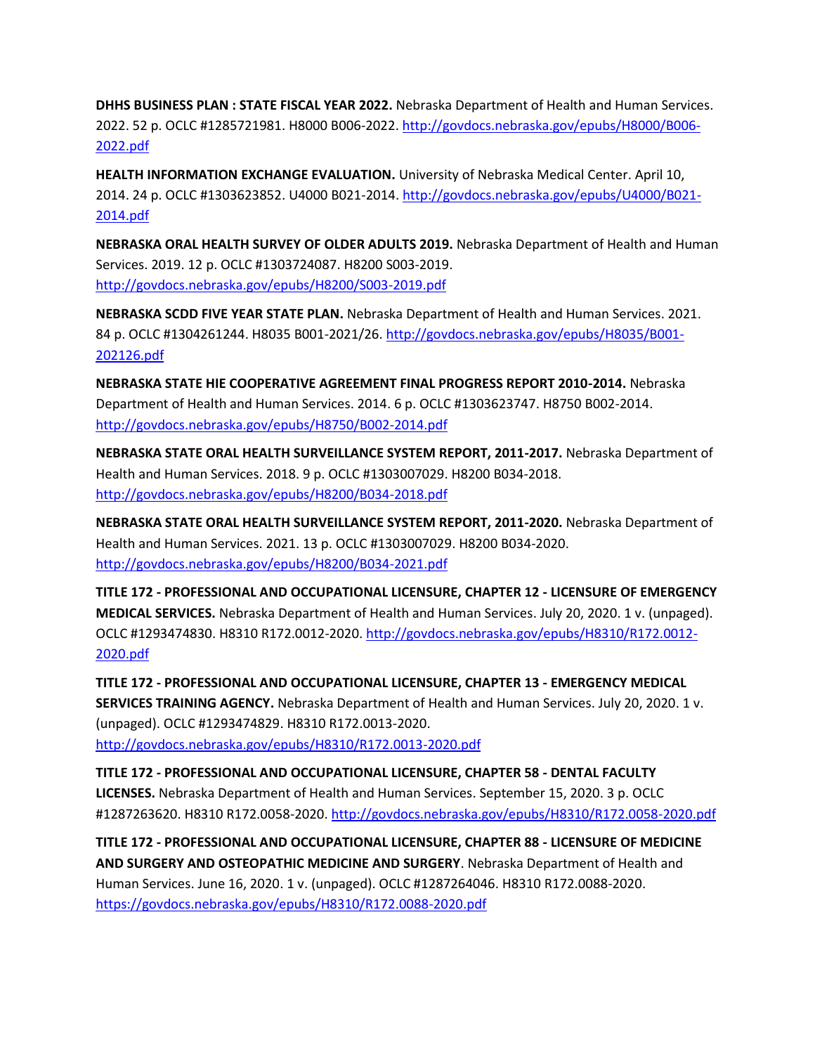**DHHS BUSINESS PLAN : STATE FISCAL YEAR 2022.** Nebraska Department of Health and Human Services. 2022. 52 p. OCLC #1285721981. H8000 B006-2022. http://govdocs.nebraska.gov/epubs/H8000/B006-2022.pdf

**HEALTH INFORMATION EXCHANGE EVALUATION.** University of Nebraska Medical Center. April 10, 2014. 24 p. OCLC #1303623852. U4000 B021-2014. http://govdocs.nebraska.gov/epubs/U4000/B021-2014.pdf

**NEBRASKA ORAL HEALTH SURVEY OF OLDER ADULTS 2019.** Nebraska Department of Health and Human Services. 2019. 12 p. OCLC #1303724087. H8200 S003-2019. http://govdocs.nebraska.gov/epubs/H8200/S003-2019.pdf

**NEBRASKA SCDD FIVE YEAR STATE PLAN.** Nebraska Department of Health and Human Services. 2021. 84 p. OCLC #1304261244. H8035 B001-2021/26. http://govdocs.nebraska.gov/epubs/H8035/B001-202126.pdf

**NEBRASKA STATE HIE COOPERATIVE AGREEMENT FINAL PROGRESS REPORT 2010-2014.** Nebraska Department of Health and Human Services. 2014. 6 p. OCLC #1303623747. H8750 B002-2014. http://govdocs.nebraska.gov/epubs/H8750/B002-2014.pdf

**NEBRASKA STATE ORAL HEALTH SURVEILLANCE SYSTEM REPORT, 2011-2017.** Nebraska Department of Health and Human Services. 2018. 9 p. OCLC #1303007029. H8200 B034-2018. http://govdocs.nebraska.gov/epubs/H8200/B034-2018.pdf

**NEBRASKA STATE ORAL HEALTH SURVEILLANCE SYSTEM REPORT, 2011-2020.** Nebraska Department of Health and Human Services. 2021. 13 p. OCLC #1303007029. H8200 B034-2020. http://govdocs.nebraska.gov/epubs/H8200/B034-2021.pdf

**TITLE 172 - PROFESSIONAL AND OCCUPATIONAL LICENSURE, CHAPTER 12 - LICENSURE OF EMERGENCY MEDICAL SERVICES.** Nebraska Department of Health and Human Services. July 20, 2020. 1 v. (unpaged). OCLC #1293474830. H8310 R172.0012-2020. http://govdocs.nebraska.gov/epubs/H8310/R172.0012-2020.pdf

**TITLE 172 - PROFESSIONAL AND OCCUPATIONAL LICENSURE, CHAPTER 13 - EMERGENCY MEDICAL SERVICES TRAINING AGENCY.** Nebraska Department of Health and Human Services. July 20, 2020. 1 v. (unpaged). OCLC #1293474829. H8310 R172.0013-2020. http://govdocs.nebraska.gov/epubs/H8310/R172.0013-2020.pdf

**TITLE 172 - PROFESSIONAL AND OCCUPATIONAL LICENSURE, CHAPTER 58 - DENTAL FACULTY LICENSES.** Nebraska Department of Health and Human Services. September 15, 2020. 3 p. OCLC #1287263620. H8310 R172.0058-2020. http://govdocs.nebraska.gov/epubs/H8310/R172.0058-2020.pdf

**TITLE 172 - PROFESSIONAL AND OCCUPATIONAL LICENSURE, CHAPTER 88 - LICENSURE OF MEDICINE AND SURGERY AND OSTEOPATHIC MEDICINE AND SURGERY**. Nebraska Department of Health and Human Services. June 16, 2020. 1 v. (unpaged). OCLC #1287264046. H8310 R172.0088-2020. https://govdocs.nebraska.gov/epubs/H8310/R172.0088-2020.pdf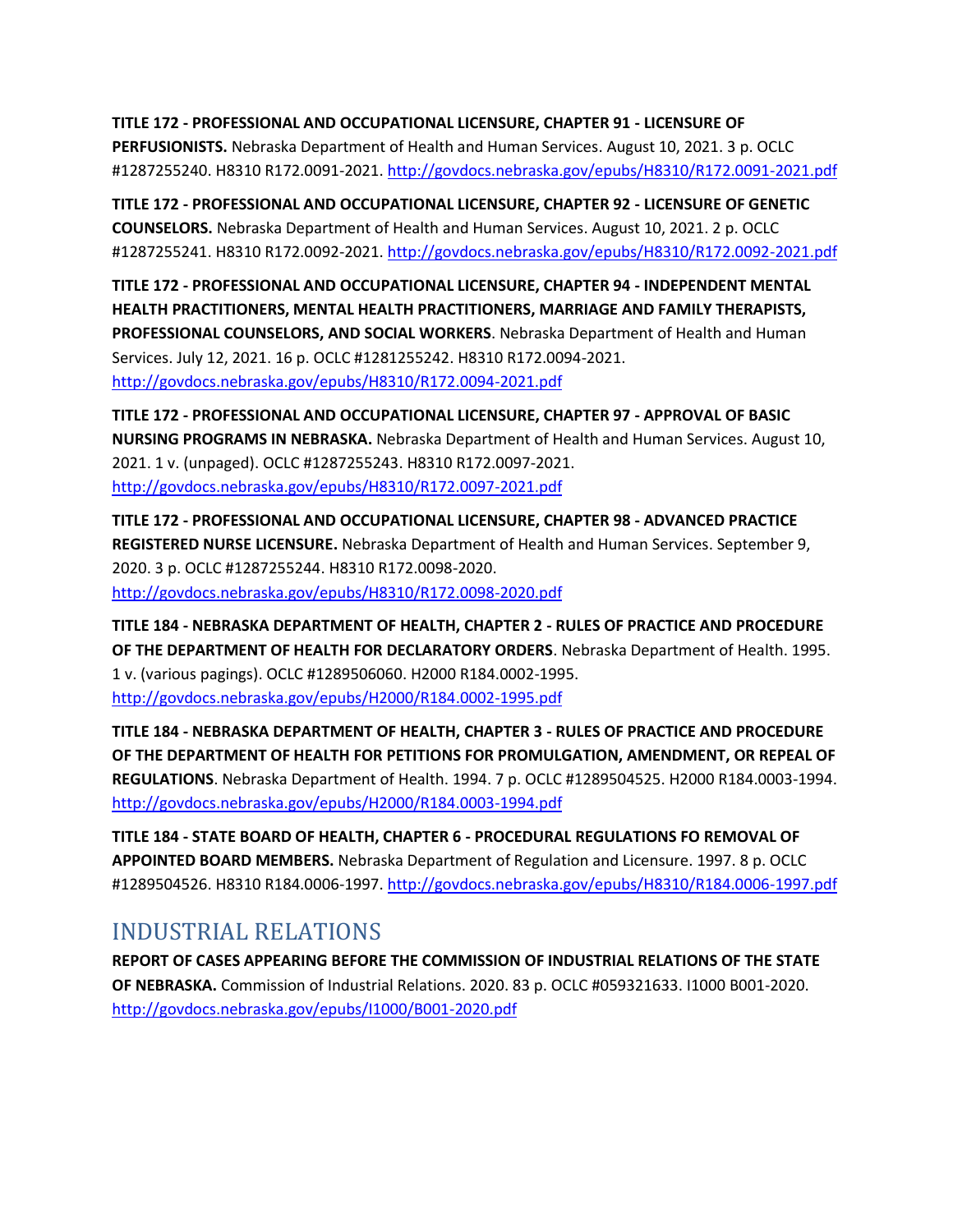**TITLE 172 - PROFESSIONAL AND OCCUPATIONAL LICENSURE, CHAPTER 91 - LICENSURE OF PERFUSIONISTS.** Nebraska Department of Health and Human Services. August 10, 2021. 3 p. OCLC #1287255240. H8310 R172.0091-2021. http://govdocs.nebraska.gov/epubs/H8310/R172.0091-2021.pdf

**TITLE 172 - PROFESSIONAL AND OCCUPATIONAL LICENSURE, CHAPTER 92 - LICENSURE OF GENETIC COUNSELORS.** Nebraska Department of Health and Human Services. August 10, 2021. 2 p. OCLC #1287255241. H8310 R172.0092-2021. http://govdocs.nebraska.gov/epubs/H8310/R172.0092-2021.pdf

**TITLE 172 - PROFESSIONAL AND OCCUPATIONAL LICENSURE, CHAPTER 94 - INDEPENDENT MENTAL HEALTH PRACTITIONERS, MENTAL HEALTH PRACTITIONERS, MARRIAGE AND FAMILY THERAPISTS, PROFESSIONAL COUNSELORS, AND SOCIAL WORKERS**. Nebraska Department of Health and Human Services. July 12, 2021. 16 p. OCLC #1281255242. H8310 R172.0094-2021. http://govdocs.nebraska.gov/epubs/H8310/R172.0094-2021.pdf

**TITLE 172 - PROFESSIONAL AND OCCUPATIONAL LICENSURE, CHAPTER 97 - APPROVAL OF BASIC NURSING PROGRAMS IN NEBRASKA.** Nebraska Department of Health and Human Services. August 10, 2021. 1 v. (unpaged). OCLC #1287255243. H8310 R172.0097-2021. http://govdocs.nebraska.gov/epubs/H8310/R172.0097-2021.pdf

**TITLE 172 - PROFESSIONAL AND OCCUPATIONAL LICENSURE, CHAPTER 98 - ADVANCED PRACTICE REGISTERED NURSE LICENSURE.** Nebraska Department of Health and Human Services. September 9, 2020. 3 p. OCLC #1287255244. H8310 R172.0098-2020. http://govdocs.nebraska.gov/epubs/H8310/R172.0098-2020.pdf

**TITLE 184 - NEBRASKA DEPARTMENT OF HEALTH, CHAPTER 2 - RULES OF PRACTICE AND PROCEDURE OF THE DEPARTMENT OF HEALTH FOR DECLARATORY ORDERS**. Nebraska Department of Health. 1995. 1 v. (various pagings). OCLC #1289506060. H2000 R184.0002-1995. http://govdocs.nebraska.gov/epubs/H2000/R184.0002-1995.pdf

**TITLE 184 - NEBRASKA DEPARTMENT OF HEALTH, CHAPTER 3 - RULES OF PRACTICE AND PROCEDURE OF THE DEPARTMENT OF HEALTH FOR PETITIONS FOR PROMULGATION, AMENDMENT, OR REPEAL OF REGULATIONS**. Nebraska Department of Health. 1994. 7 p. OCLC #1289504525. H2000 R184.0003-1994. http://govdocs.nebraska.gov/epubs/H2000/R184.0003-1994.pdf

**TITLE 184 - STATE BOARD OF HEALTH, CHAPTER 6 - PROCEDURAL REGULATIONS FO REMOVAL OF APPOINTED BOARD MEMBERS.** Nebraska Department of Regulation and Licensure. 1997. 8 p. OCLC #1289504526. H8310 R184.0006-1997. http://govdocs.nebraska.gov/epubs/H8310/R184.0006-1997.pdf

## INDUSTRIAL RELATIONS

**REPORT OF CASES APPEARING BEFORE THE COMMISSION OF INDUSTRIAL RELATIONS OF THE STATE OF NEBRASKA.** Commission of Industrial Relations. 2020. 83 p. OCLC #059321633. I1000 B001-2020. http://govdocs.nebraska.gov/epubs/I1000/B001-2020.pdf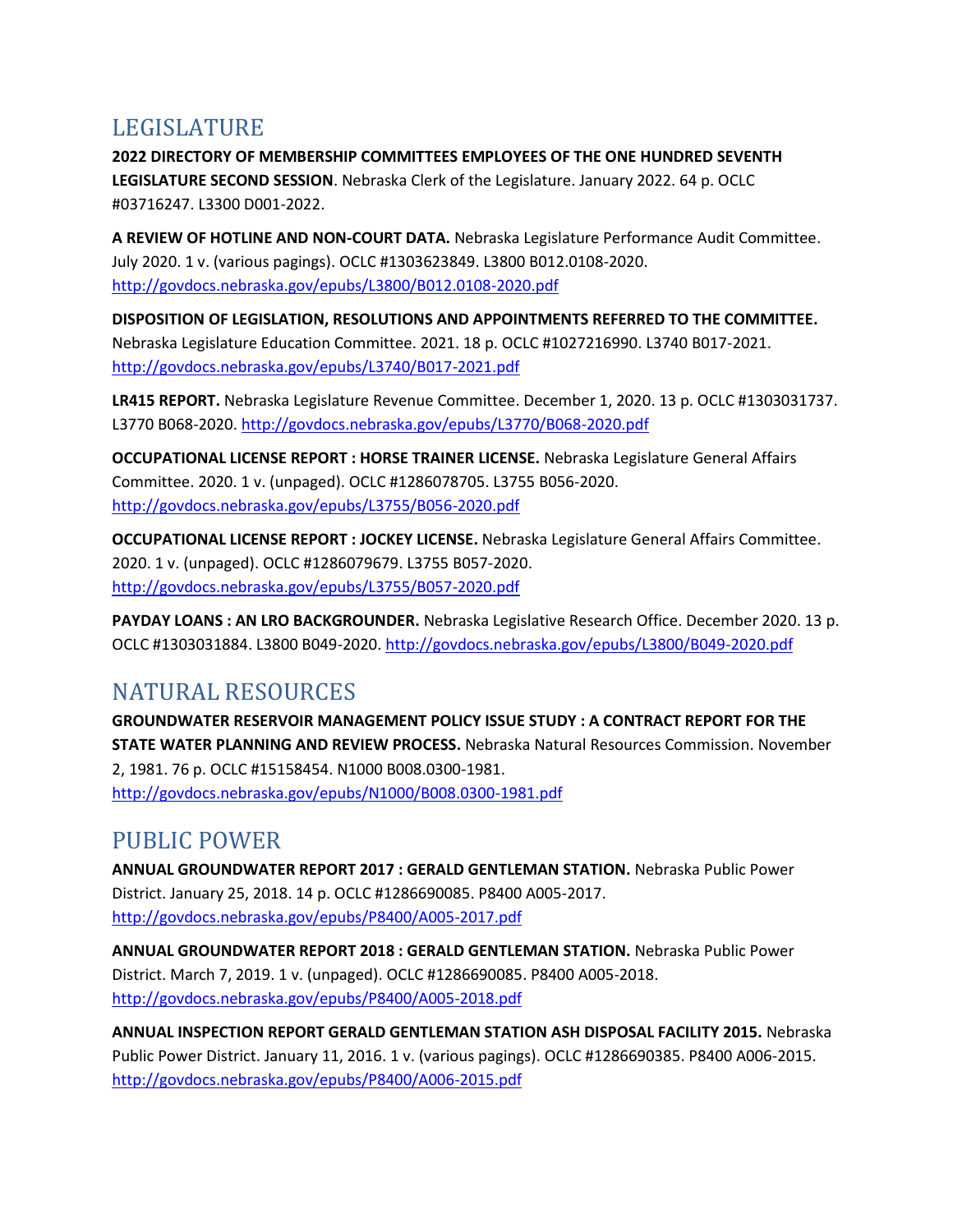## LEGISLATURE

**2022 DIRECTORY OF MEMBERSHIP COMMITTEES EMPLOYEES OF THE ONE HUNDRED SEVENTH LEGISLATURE SECOND SESSION**. Nebraska Clerk of the Legislature. January 2022. 64 p. OCLC #03716247. L3300 D001-2022.

**A REVIEW OF HOTLINE AND NON-COURT DATA.** Nebraska Legislature Performance Audit Committee. July 2020. 1 v. (various pagings). OCLC #1303623849. L3800 B012.0108-2020. http://govdocs.nebraska.gov/epubs/L3800/B012.0108-2020.pdf

**DISPOSITION OF LEGISLATION, RESOLUTIONS AND APPOINTMENTS REFERRED TO THE COMMITTEE.** Nebraska Legislature Education Committee. 2021. 18 p. OCLC #1027216990. L3740 B017-2021. http://govdocs.nebraska.gov/epubs/L3740/B017-2021.pdf

**LR415 REPORT.** Nebraska Legislature Revenue Committee. December 1, 2020. 13 p. OCLC #1303031737. L3770 B068-2020. http://govdocs.nebraska.gov/epubs/L3770/B068-2020.pdf

**OCCUPATIONAL LICENSE REPORT : HORSE TRAINER LICENSE.** Nebraska Legislature General Affairs Committee. 2020. 1 v. (unpaged). OCLC #1286078705. L3755 B056-2020. http://govdocs.nebraska.gov/epubs/L3755/B056-2020.pdf

**OCCUPATIONAL LICENSE REPORT : JOCKEY LICENSE.** Nebraska Legislature General Affairs Committee. 2020. 1 v. (unpaged). OCLC #1286079679. L3755 B057-2020. http://govdocs.nebraska.gov/epubs/L3755/B057-2020.pdf

**PAYDAY LOANS : AN LRO BACKGROUNDER.** Nebraska Legislative Research Office. December 2020. 13 p. OCLC #1303031884. L3800 B049-2020. http://govdocs.nebraska.gov/epubs/L3800/B049-2020.pdf

## NATURAL RESOURCES

**GROUNDWATER RESERVOIR MANAGEMENT POLICY ISSUE STUDY : A CONTRACT REPORT FOR THE STATE WATER PLANNING AND REVIEW PROCESS.** Nebraska Natural Resources Commission. November 2, 1981. 76 p. OCLC #15158454. N1000 B008.0300-1981. http://govdocs.nebraska.gov/epubs/N1000/B008.0300-1981.pdf

## PUBLIC POWER

**ANNUAL GROUNDWATER REPORT 2017 : GERALD GENTLEMAN STATION.** Nebraska Public Power District. January 25, 2018. 14 p. OCLC #1286690085. P8400 A005-2017. http://govdocs.nebraska.gov/epubs/P8400/A005-2017.pdf

**ANNUAL GROUNDWATER REPORT 2018 : GERALD GENTLEMAN STATION.** Nebraska Public Power District. March 7, 2019. 1 v. (unpaged). OCLC #1286690085. P8400 A005-2018. http://govdocs.nebraska.gov/epubs/P8400/A005-2018.pdf

**ANNUAL INSPECTION REPORT GERALD GENTLEMAN STATION ASH DISPOSAL FACILITY 2015.** Nebraska Public Power District. January 11, 2016. 1 v. (various pagings). OCLC #1286690385. P8400 A006-2015. http://govdocs.nebraska.gov/epubs/P8400/A006-2015.pdf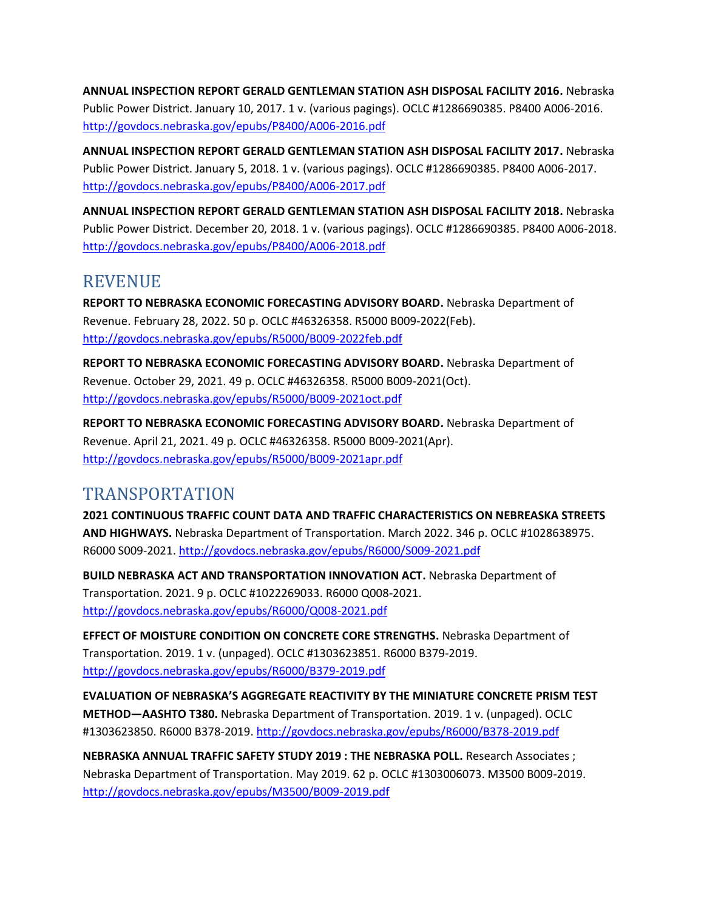**ANNUAL INSPECTION REPORT GERALD GENTLEMAN STATION ASH DISPOSAL FACILITY 2016.** Nebraska Public Power District. January 10, 2017. 1 v. (various pagings). OCLC #1286690385. P8400 A006-2016. http://govdocs.nebraska.gov/epubs/P8400/A006-2016.pdf

**ANNUAL INSPECTION REPORT GERALD GENTLEMAN STATION ASH DISPOSAL FACILITY 2017.** Nebraska Public Power District. January 5, 2018. 1 v. (various pagings). OCLC #1286690385. P8400 A006-2017. http://govdocs.nebraska.gov/epubs/P8400/A006-2017.pdf

**ANNUAL INSPECTION REPORT GERALD GENTLEMAN STATION ASH DISPOSAL FACILITY 2018.** Nebraska Public Power District. December 20, 2018. 1 v. (various pagings). OCLC #1286690385. P8400 A006-2018. http://govdocs.nebraska.gov/epubs/P8400/A006-2018.pdf

## REVENUE

**REPORT TO NEBRASKA ECONOMIC FORECASTING ADVISORY BOARD.** Nebraska Department of Revenue. February 28, 2022. 50 p. OCLC #46326358. R5000 B009-2022(Feb). http://govdocs.nebraska.gov/epubs/R5000/B009-2022feb.pdf

**REPORT TO NEBRASKA ECONOMIC FORECASTING ADVISORY BOARD.** Nebraska Department of Revenue. October 29, 2021. 49 p. OCLC #46326358. R5000 B009-2021(Oct). http://govdocs.nebraska.gov/epubs/R5000/B009-2021oct.pdf

**REPORT TO NEBRASKA ECONOMIC FORECASTING ADVISORY BOARD.** Nebraska Department of Revenue. April 21, 2021. 49 p. OCLC #46326358. R5000 B009-2021(Apr). http://govdocs.nebraska.gov/epubs/R5000/B009-2021apr.pdf

## TRANSPORTATION

**2021 CONTINUOUS TRAFFIC COUNT DATA AND TRAFFIC CHARACTERISTICS ON NEBREASKA STREETS AND HIGHWAYS.** Nebraska Department of Transportation. March 2022. 346 p. OCLC #1028638975. R6000 S009-2021. http://govdocs.nebraska.gov/epubs/R6000/S009-2021.pdf

**BUILD NEBRASKA ACT AND TRANSPORTATION INNOVATION ACT.** Nebraska Department of Transportation. 2021. 9 p. OCLC #1022269033. R6000 Q008-2021. http://govdocs.nebraska.gov/epubs/R6000/Q008-2021.pdf

**EFFECT OF MOISTURE CONDITION ON CONCRETE CORE STRENGTHS.** Nebraska Department of Transportation. 2019. 1 v. (unpaged). OCLC #1303623851. R6000 B379-2019. http://govdocs.nebraska.gov/epubs/R6000/B379-2019.pdf

**EVALUATION OF NEBRASKA'S AGGREGATE REACTIVITY BY THE MINIATURE CONCRETE PRISM TEST METHOD—AASHTO T380.** Nebraska Department of Transportation. 2019. 1 v. (unpaged). OCLC #1303623850. R6000 B378-2019. http://govdocs.nebraska.gov/epubs/R6000/B378-2019.pdf

**NEBRASKA ANNUAL TRAFFIC SAFETY STUDY 2019 : THE NEBRASKA POLL.** Research Associates ; Nebraska Department of Transportation. May 2019. 62 p. OCLC #1303006073. M3500 B009-2019. http://govdocs.nebraska.gov/epubs/M3500/B009-2019.pdf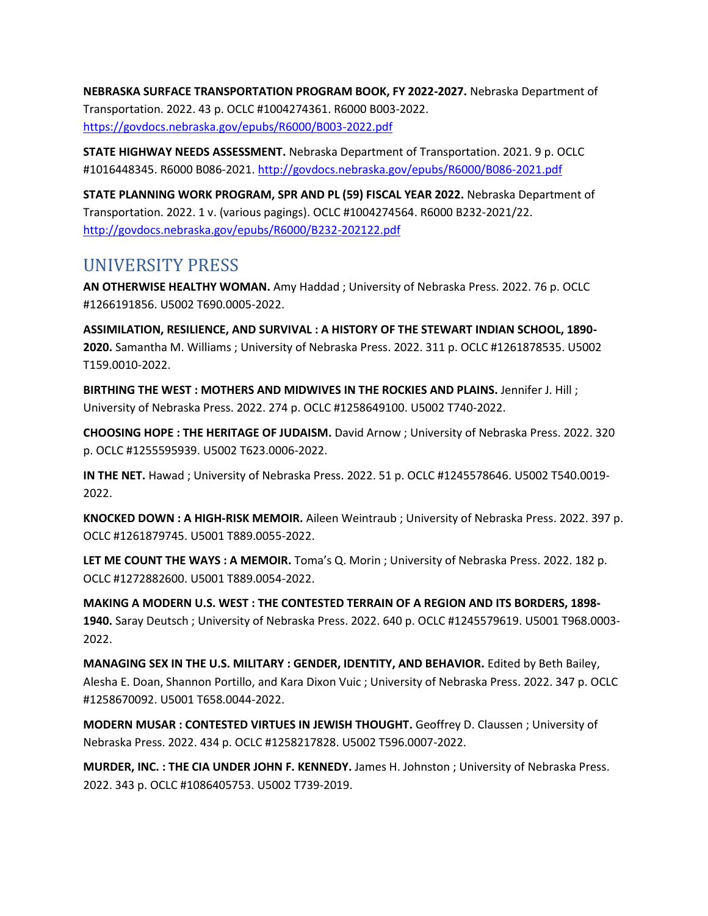**NEBRASKA SURFACE TRANSPORTATION PROGRAM BOOK, FY 2022-2027.** Nebraska Department of Transportation. 2022. 43 p. OCLC #1004274361. R6000 B003-2022. https://govdocs.nebraska.gov/epubs/R6000/B003-2022.pdf

**STATE HIGHWAY NEEDS ASSESSMENT.** Nebraska Department of Transportation. 2021. 9 p. OCLC #1016448345. R6000 B086-2021. http://govdocs.nebraska.gov/epubs/R6000/B086-2021.pdf

**STATE PLANNING WORK PROGRAM, SPR AND PL (59) FISCAL YEAR 2022.** Nebraska Department of Transportation. 2022. 1 v. (various pagings). OCLC #1004274564. R6000 B232-2021/22. http://govdocs.nebraska.gov/epubs/R6000/B232-202122.pdf

## UNIVERSITY PRESS

**AN OTHERWISE HEALTHY WOMAN.** Amy Haddad ; University of Nebraska Press. 2022. 76 p. OCLC #1266191856. U5002 T690.0005-2022.

**ASSIMILATION, RESILIENCE, AND SURVIVAL : A HISTORY OF THE STEWART INDIAN SCHOOL, 1890-2020.** Samantha M. Williams ; University of Nebraska Press. 2022. 311 p. OCLC #1261878535. U5002 T159.0010-2022.

**BIRTHING THE WEST : MOTHERS AND MIDWIVES IN THE ROCKIES AND PLAINS.** Jennifer J. Hill ; University of Nebraska Press. 2022. 274 p. OCLC #1258649100. U5002 T740-2022.

**CHOOSING HOPE : THE HERITAGE OF JUDAISM.** David Arnow ; University of Nebraska Press. 2022. 320 p. OCLC #1255595939. U5002 T623.0006-2022.

**IN THE NET.** Hawad ; University of Nebraska Press. 2022. 51 p. OCLC #1245578646. U5002 T540.0019-2022.

**KNOCKED DOWN : A HIGH-RISK MEMOIR.** Aileen Weintraub ; University of Nebraska Press. 2022. 397 p. OCLC #1261879745. U5001 T889.0055-2022.

**LET ME COUNT THE WAYS : A MEMOIR.** Toma's Q. Morin ; University of Nebraska Press. 2022. 182 p. OCLC #1272882600. U5001 T889.0054-2022.

**MAKING A MODERN U.S. WEST : THE CONTESTED TERRAIN OF A REGION AND ITS BORDERS, 1898-1940.** Saray Deutsch ; University of Nebraska Press. 2022. 640 p. OCLC #1245579619. U5001 T968.0003-2022.

**MANAGING SEX IN THE U.S. MILITARY : GENDER, IDENTITY, AND BEHAVIOR.** Edited by Beth Bailey, Alesha E. Doan, Shannon Portillo, and Kara Dixon Vuic ; University of Nebraska Press. 2022. 347 p. OCLC #1258670092. U5001 T658.0044-2022.

**MODERN MUSAR : CONTESTED VIRTUES IN JEWISH THOUGHT.** Geoffrey D. Claussen ; University of Nebraska Press. 2022. 434 p. OCLC #1258217828. U5002 T596.0007-2022.

**MURDER, INC. : THE CIA UNDER JOHN F. KENNEDY.** James H. Johnston ; University of Nebraska Press. 2022. 343 p. OCLC #1086405753. U5002 T739-2019.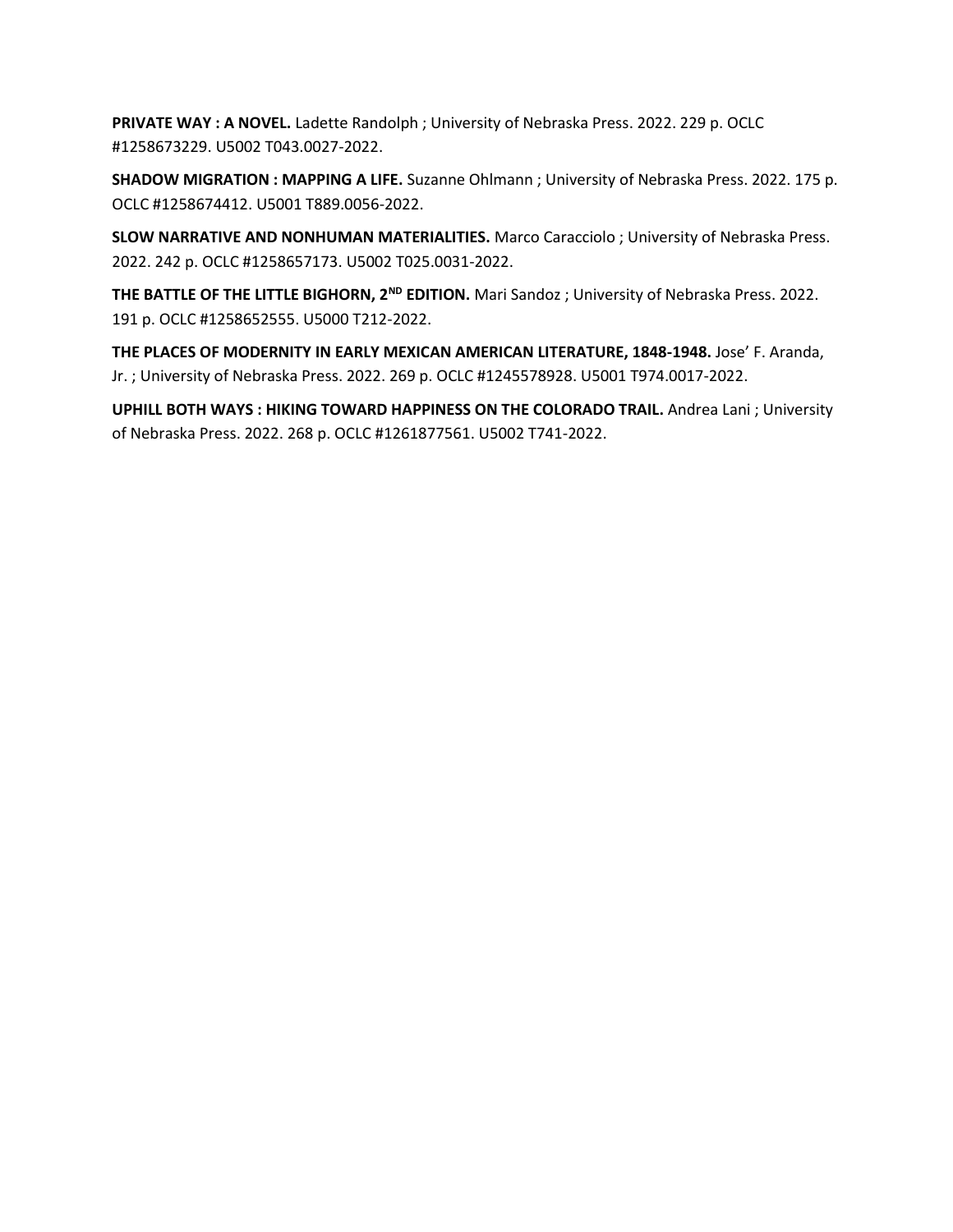**PRIVATE WAY : A NOVEL.** Ladette Randolph ; University of Nebraska Press. 2022. 229 p. OCLC #1258673229. U5002 T043.0027-2022.

**SHADOW MIGRATION : MAPPING A LIFE.** Suzanne Ohlmann ; University of Nebraska Press. 2022. 175 p. OCLC #1258674412. U5001 T889.0056-2022.

**SLOW NARRATIVE AND NONHUMAN MATERIALITIES.** Marco Caracciolo ; University of Nebraska Press. 2022. 242 p. OCLC #1258657173. U5002 T025.0031-2022.

**THE BATTLE OF THE LITTLE BIGHORN, 2ND EDITION.** Mari Sandoz ; University of Nebraska Press. 2022. 191 p. OCLC #1258652555. U5000 T212-2022.

**THE PLACES OF MODERNITY IN EARLY MEXICAN AMERICAN LITERATURE, 1848-1948.** Jose' F. Aranda, Jr. ; University of Nebraska Press. 2022. 269 p. OCLC #1245578928. U5001 T974.0017-2022.

**UPHILL BOTH WAYS : HIKING TOWARD HAPPINESS ON THE COLORADO TRAIL.** Andrea Lani ; University of Nebraska Press. 2022. 268 p. OCLC #1261877561. U5002 T741-2022.